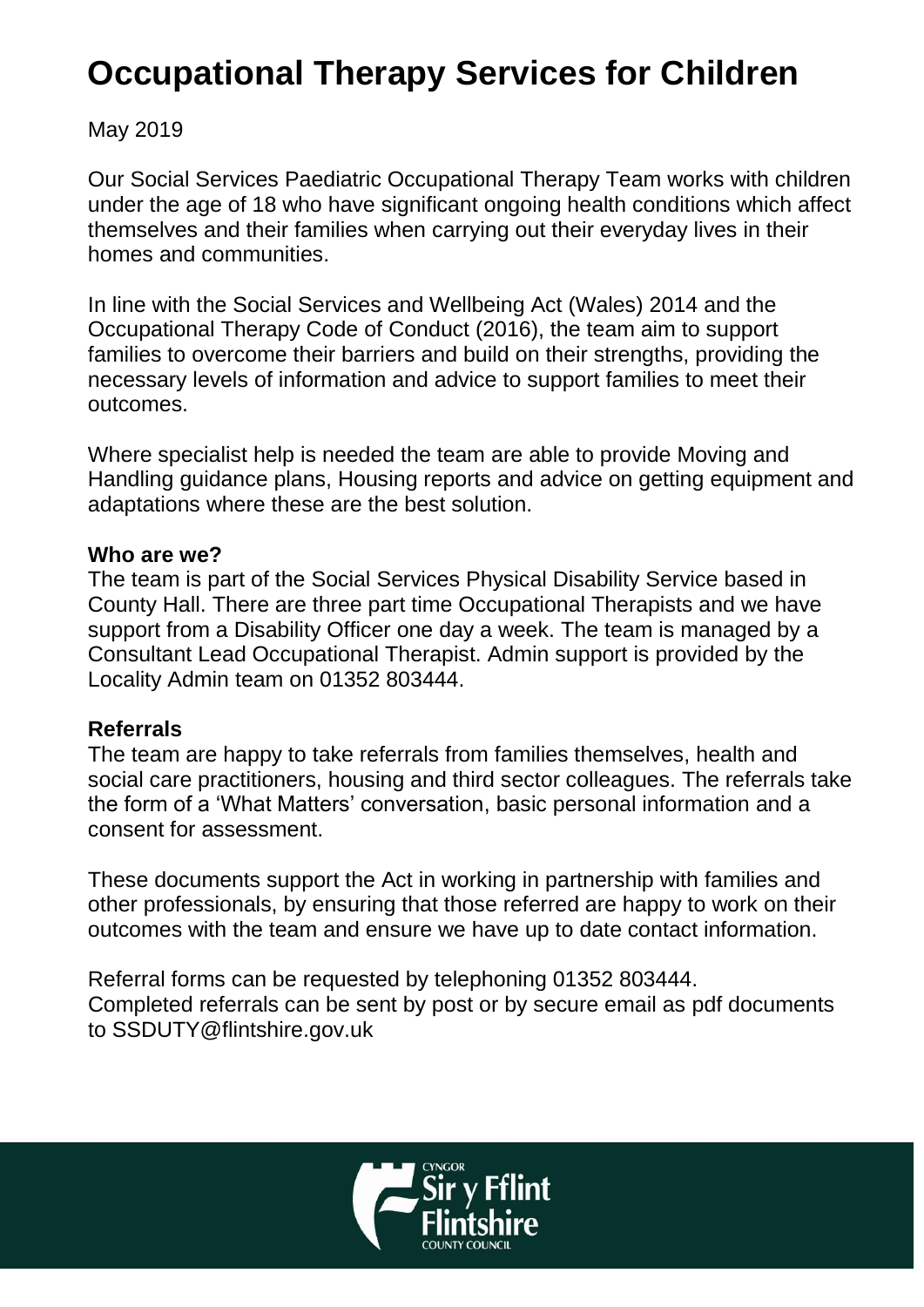# Occupational Therapy Services for Children

May 2019

Our Social Services Paediatric Occupational Therapy Team works with children under the age of 18 who have significant ongoing health conditions which affect themselves and their families when carrying out their everyday lives in their homes and communities.

In line with the Social Services and Wellbeing Act (Wales) 2014 and the Occupational Therapy Code of Conduct (2016), the team aim to support families to overcome their barriers and build on their strengths, providing the necessary levels of information and advice to support families to meet their outcomes.

Where specialist help is needed the team are able to provide Moving and Handling guidance plans, Housing reports and advice on getting equipment and adaptations where these are the best solution.

**Who are we?**

The team is part of the Social Services Physical Disability Service based in County Hall. There are three part time Occupational Therapists and we have support from a Disability Officer one day a week. The team is managed by a Consultant Lead Occupational Therapist. Admin support is provided by the Locality Admin team on 01352 803444.

**Referrals**

The team are happy to take referrals from families themselves, health and social care practitioners, housing and third sector colleagues. The referrals take the form of a 'What Matters' conversation, basic personal information and a consent for assessment.

These documents support the Act in working in partnership with families and other professionals, by ensuring that those referred are happy to work on their outcomes with the team and ensure we have up to date contact information.

Referral forms can be requested by telephoning 01352 803444.
Completed referrals can be sent by post or by secure email as pdf documents to SSDUTY@flintshire.gov.uk

Cyngor Sir y Fflint
Flintshire County Council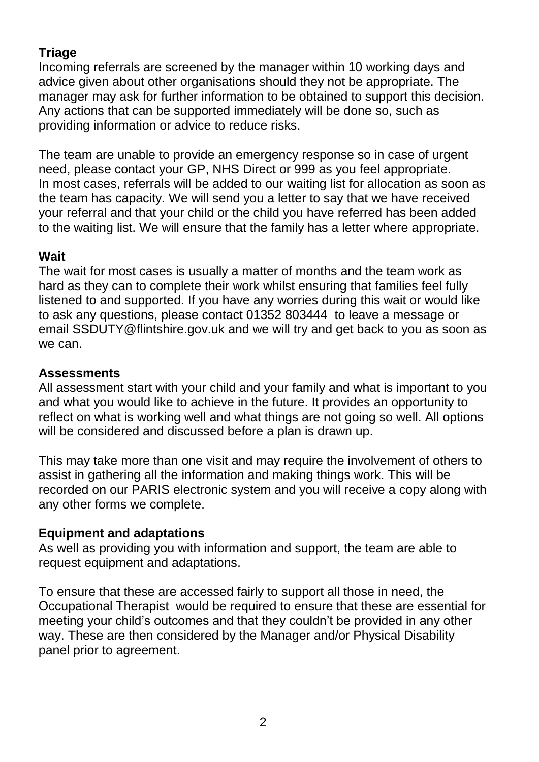**Triage**

Incoming referrals are screened by the manager within 10 working days and advice given about other organisations should they not be appropriate. The manager may ask for further information to be obtained to support this decision. Any actions that can be supported immediately will be done so, such as providing information or advice to reduce risks.

The team are unable to provide an emergency response so in case of urgent need, please contact your GP, NHS Direct or 999 as you feel appropriate. In most cases, referrals will be added to our waiting list for allocation as soon as the team has capacity. We will send you a letter to say that we have received your referral and that your child or the child you have referred has been added to the waiting list. We will ensure that the family has a letter where appropriate.

**Wait**

The wait for most cases is usually a matter of months and the team work as hard as they can to complete their work whilst ensuring that families feel fully listened to and supported. If you have any worries during this wait or would like to ask any questions, please contact 01352 803444 to leave a message or email SSDUTY@flintshire.gov.uk and we will try and get back to you as soon as we can.

**Assessments**

All assessment start with your child and your family and what is important to you and what you would like to achieve in the future. It provides an opportunity to reflect on what is working well and what things are not going so well. All options will be considered and discussed before a plan is drawn up.

This may take more than one visit and may require the involvement of others to assist in gathering all the information and making things work. This will be recorded on our PARIS electronic system and you will receive a copy along with any other forms we complete.

**Equipment and adaptations**

As well as providing you with information and support, the team are able to request equipment and adaptations.

To ensure that these are accessed fairly to support all those in need, the Occupational Therapist would be required to ensure that these are essential for meeting your child's outcomes and that they couldn't be provided in any other way. These are then considered by the Manager and/or Physical Disability panel prior to agreement.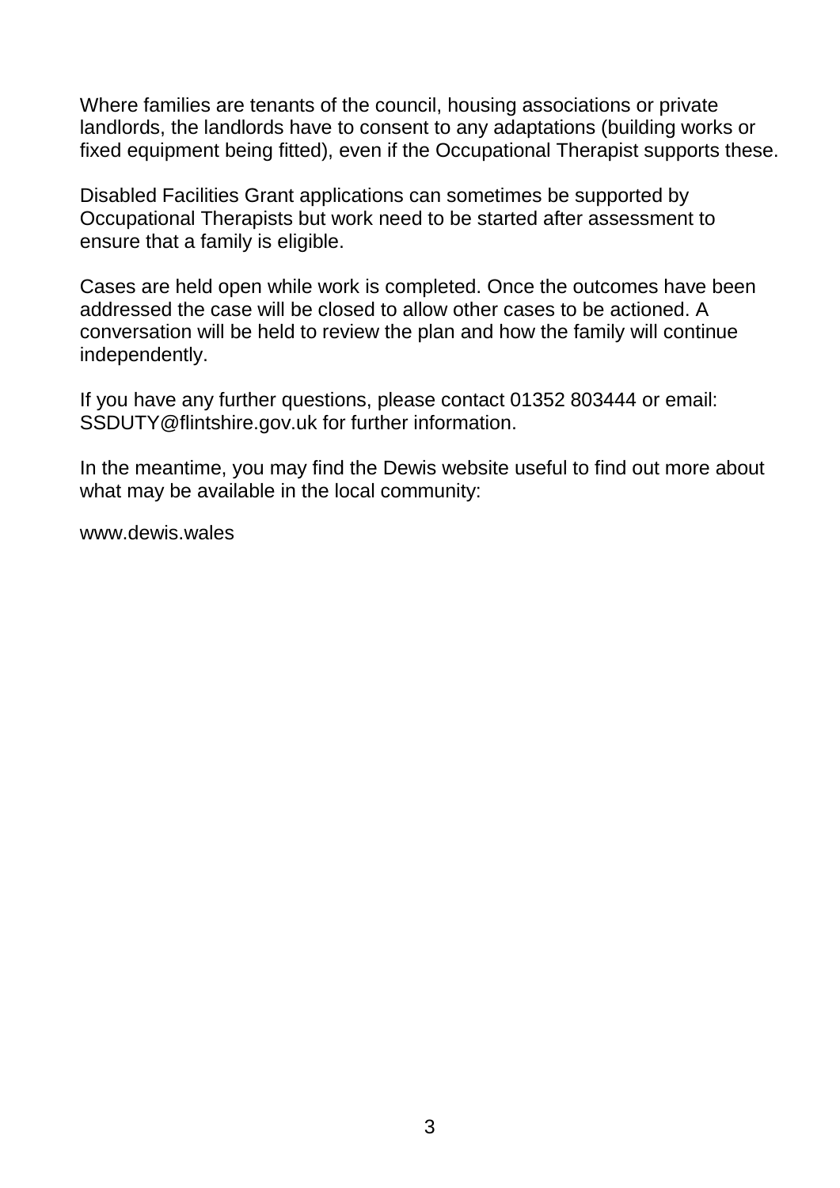Where families are tenants of the council, housing associations or private landlords, the landlords have to consent to any adaptations (building works or fixed equipment being fitted), even if the Occupational Therapist supports these.

Disabled Facilities Grant applications can sometimes be supported by Occupational Therapists but work need to be started after assessment to ensure that a family is eligible.

Cases are held open while work is completed. Once the outcomes have been addressed the case will be closed to allow other cases to be actioned. A conversation will be held to review the plan and how the family will continue independently.

If you have any further questions, please contact 01352 803444 or email: SSDUTY@flintshire.gov.uk for further information.

In the meantime, you may find the Dewis website useful to find out more about what may be available in the local community:

www.dewis.wales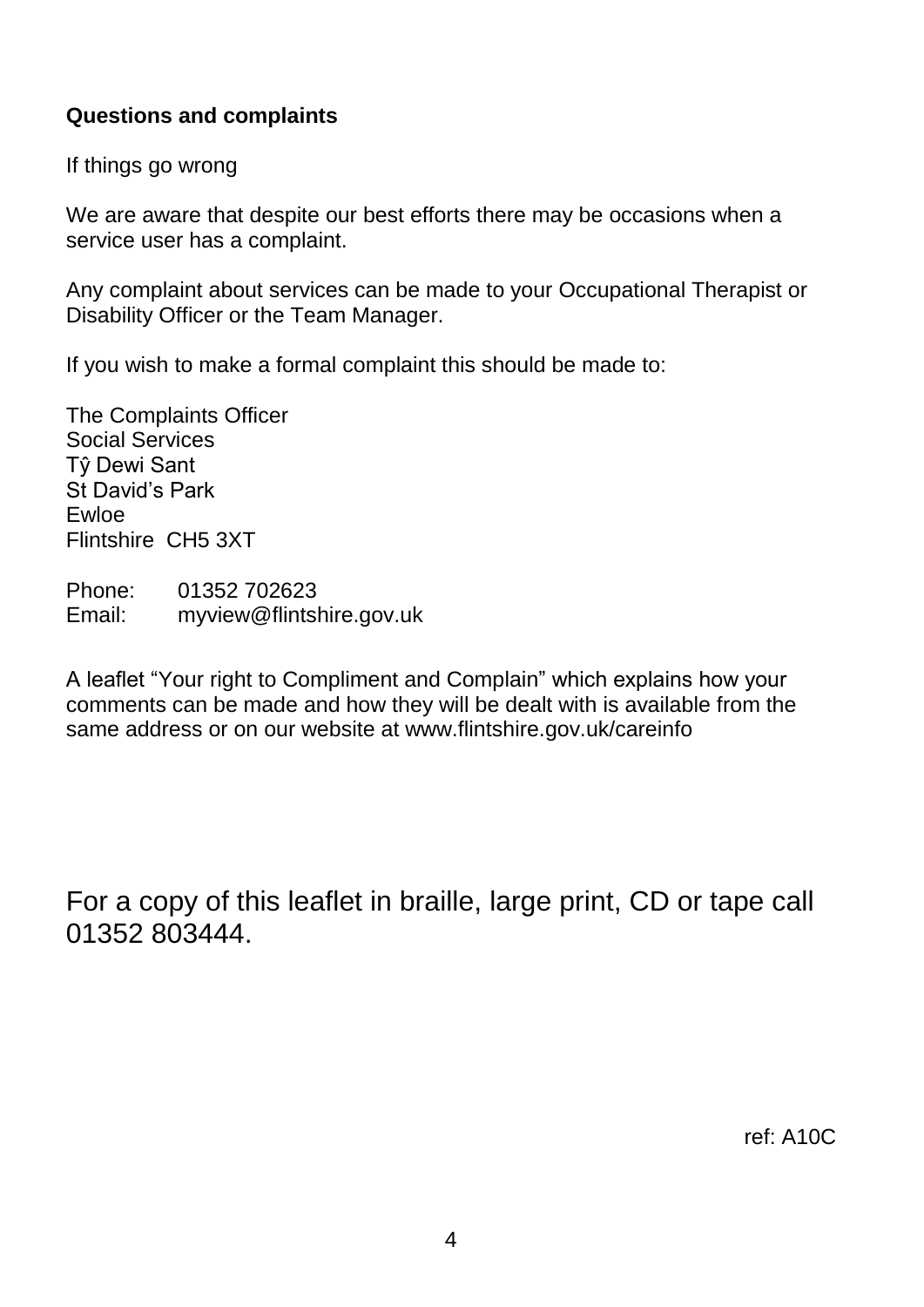**Questions and complaints**

If things go wrong

We are aware that despite our best efforts there may be occasions when a service user has a complaint.

Any complaint about services can be made to your Occupational Therapist or Disability Officer or the Team Manager.

If you wish to make a formal complaint this should be made to:

The Complaints Officer
Social Services
Tŷ Dewi Sant
St David's Park
Ewloe
Flintshire CH5 3XT

Phone: 01352 702623
Email: myview@flintshire.gov.uk

A leaflet "Your right to Compliment and Complain" which explains how your comments can be made and how they will be dealt with is available from the same address or on our website at www.flintshire.gov.uk/careinfo

For a copy of this leaflet in braille, large print, CD or tape call 01352 803444.

ref: A10C